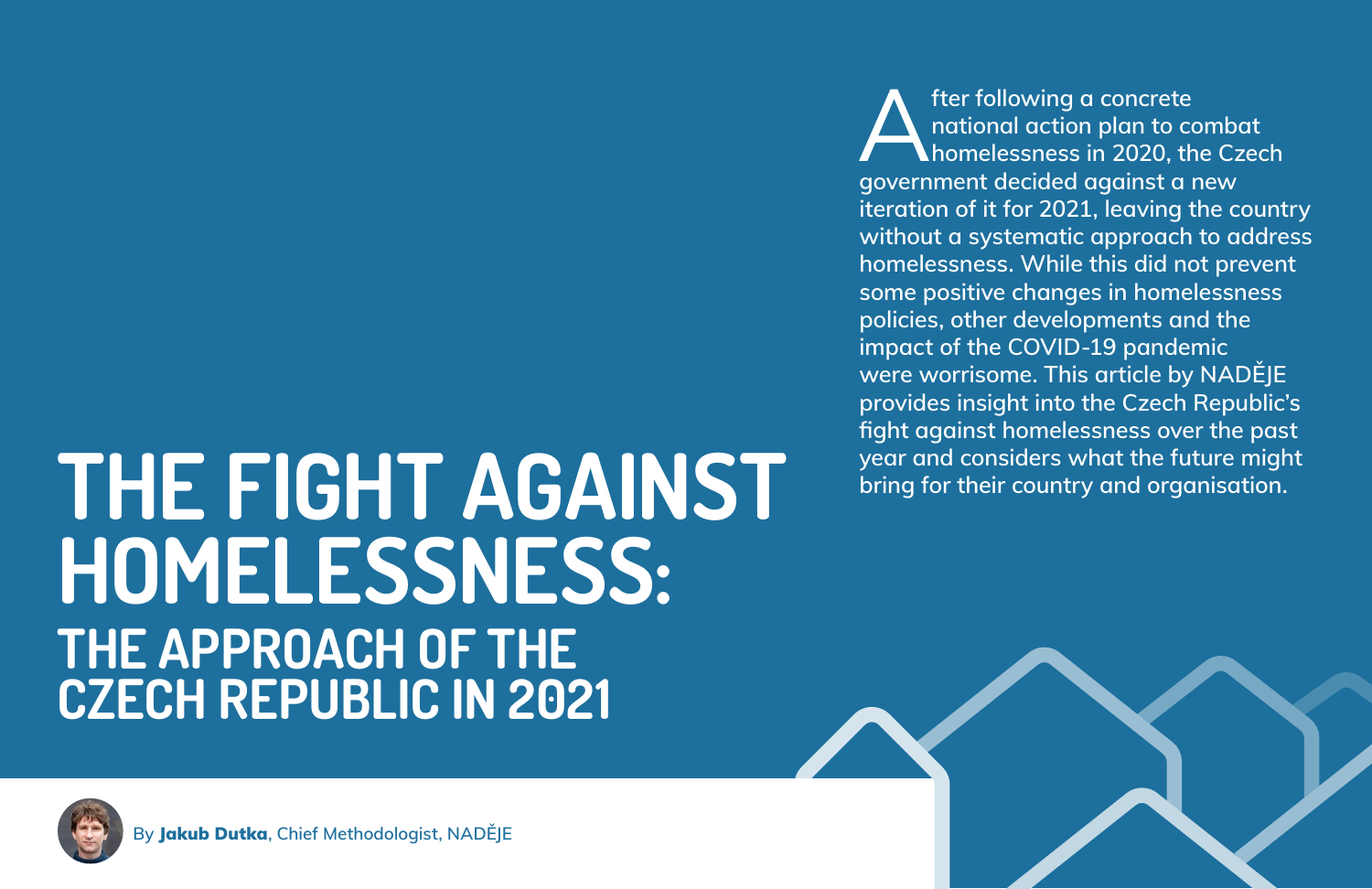# THE FIGHT AGAINST HOMELESSNESS:

## THE APPROACH OF THE CZECH REPUBLIC IN 2021

After following a concrete national action plan to combat homelessness in 2020, the Czech government decided against a new iteration of it for 2021, leaving the country without a systematic approach to address homelessness. While this did not prevent some positive changes in homelessness policies, other developments and the impact of the COVID-19 pandemic were worrisome. This article by NADĚJE provides insight into the Czech Republic's fight against homelessness over the past year and considers what the future might bring for their country and organisation.

By **Jakub Dutka**, Chief Methodologist, NADĚJE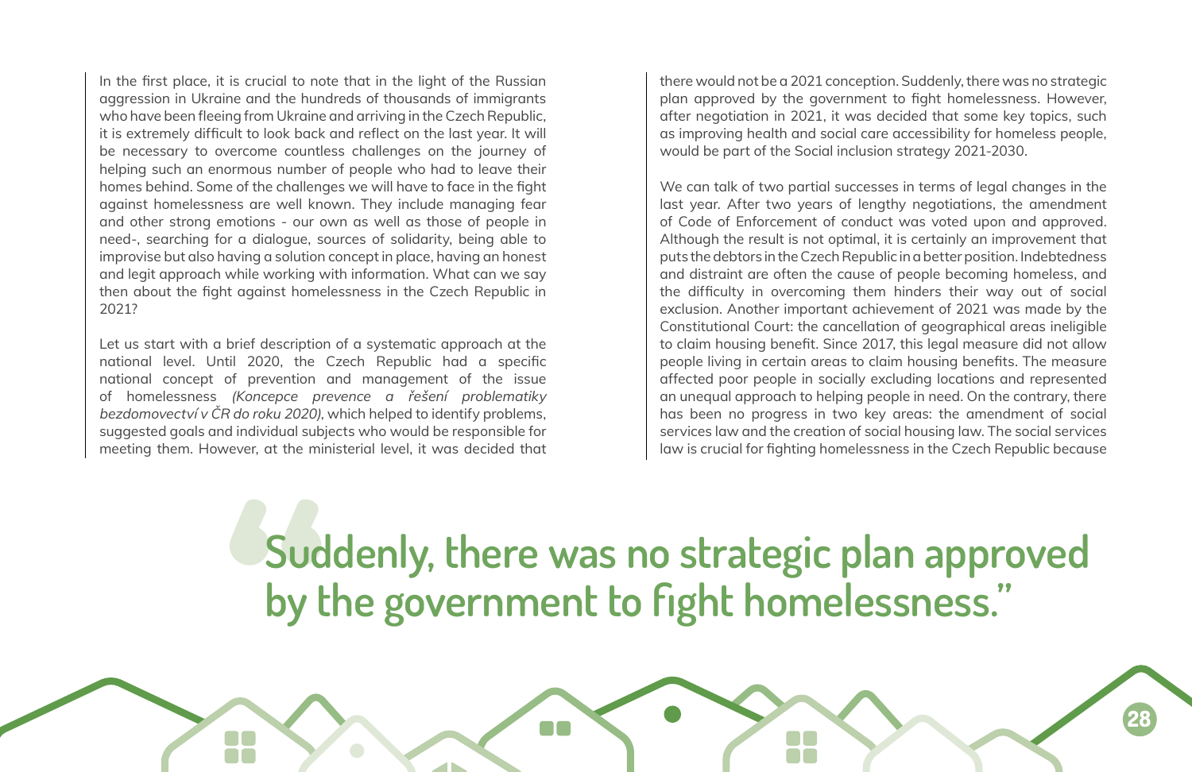In the first place, it is crucial to note that in the light of the Russian aggression in Ukraine and the hundreds of thousands of immigrants who have been fleeing from Ukraine and arriving in the Czech Republic, it is extremely difficult to look back and reflect on the last year. It will be necessary to overcome countless challenges on the journey of helping such an enormous number of people who had to leave their homes behind. Some of the challenges we will have to face in the fight against homelessness are well known. They include managing fear and other strong emotions - our own as well as those of people in need-, searching for a dialogue, sources of solidarity, being able to improvise but also having a solution concept in place, having an honest and legit approach while working with information. What can we say then about the fight against homelessness in the Czech Republic in 2021?

Let us start with a brief description of a systematic approach at the national level. Until 2020, the Czech Republic had a specific national concept of prevention and management of the issue of homelessness *(Koncepce prevence a řešení problematiky bezdomovectví v ČR do roku 2020)*, which helped to identify problems, suggested goals and individual subjects who would be responsible for meeting them. However, at the ministerial level, it was decided that there would not be a 2021 conception. Suddenly, there was no strategic plan approved by the government to fight homelessness. However, after negotiation in 2021, it was decided that some key topics, such as improving health and social care accessibility for homeless people, would be part of the Social inclusion strategy 2021-2030.

We can talk of two partial successes in terms of legal changes in the last year. After two years of lengthy negotiations, the amendment of Code of Enforcement of conduct was voted upon and approved. Although the result is not optimal, it is certainly an improvement that puts the debtors in the Czech Republic in a better position. Indebtedness and distraint are often the cause of people becoming homeless, and the difficulty in overcoming them hinders their way out of social exclusion. Another important achievement of 2021 was made by the Constitutional Court: the cancellation of geographical areas ineligible to claim housing benefit. Since 2017, this legal measure did not allow people living in certain areas to claim housing benefits. The measure affected poor people in socially excluding locations and represented an unequal approach to helping people in need. On the contrary, there has been no progress in two key areas: the amendment of social services law and the creation of social housing law. The social services law is crucial for fighting homelessness in the Czech Republic because

> **Suddenly, there was no strategic plan approved by the government to fight homelessness."**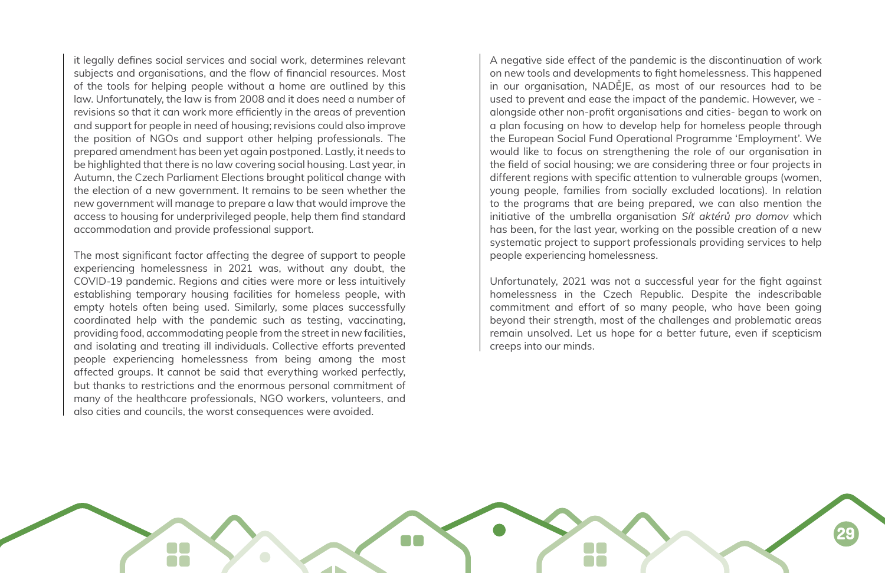it legally defines social services and social work, determines relevant subjects and organisations, and the flow of financial resources. Most of the tools for helping people without a home are outlined by this law. Unfortunately, the law is from 2008 and it does need a number of revisions so that it can work more efficiently in the areas of prevention and support for people in need of housing; revisions could also improve the position of NGOs and support other helping professionals. The prepared amendment has been yet again postponed. Lastly, it needs to be highlighted that there is no law covering social housing. Last year, in Autumn, the Czech Parliament Elections brought political change with the election of a new government. It remains to be seen whether the new government will manage to prepare a law that would improve the access to housing for underprivileged people, help them find standard accommodation and provide professional support.

The most significant factor affecting the degree of support to people experiencing homelessness in 2021 was, without any doubt, the COVID-19 pandemic. Regions and cities were more or less intuitively establishing temporary housing facilities for homeless people, with empty hotels often being used. Similarly, some places successfully coordinated help with the pandemic such as testing, vaccinating, providing food, accommodating people from the street in new facilities, and isolating and treating ill individuals. Collective efforts prevented people experiencing homelessness from being among the most affected groups. It cannot be said that everything worked perfectly, but thanks to restrictions and the enormous personal commitment of many of the healthcare professionals, NGO workers, volunteers, and also cities and councils, the worst consequences were avoided.

A negative side effect of the pandemic is the discontinuation of work on new tools and developments to fight homelessness. This happened in our organisation, NADĚJE, as most of our resources had to be used to prevent and ease the impact of the pandemic. However, we - alongside other non-profit organisations and cities- began to work on a plan focusing on how to develop help for homeless people through the European Social Fund Operational Programme 'Employment'. We would like to focus on strengthening the role of our organisation in the field of social housing; we are considering three or four projects in different regions with specific attention to vulnerable groups (women, young people, families from socially excluded locations). In relation to the programs that are being prepared, we can also mention the initiative of the umbrella organisation *Síť aktérů pro domov* which has been, for the last year, working on the possible creation of a new systematic project to support professionals providing services to help people experiencing homelessness.

Unfortunately, 2021 was not a successful year for the fight against homelessness in the Czech Republic. Despite the indescribable commitment and effort of so many people, who have been going beyond their strength, most of the challenges and problematic areas remain unsolved. Let us hope for a better future, even if scepticism creeps into our minds.